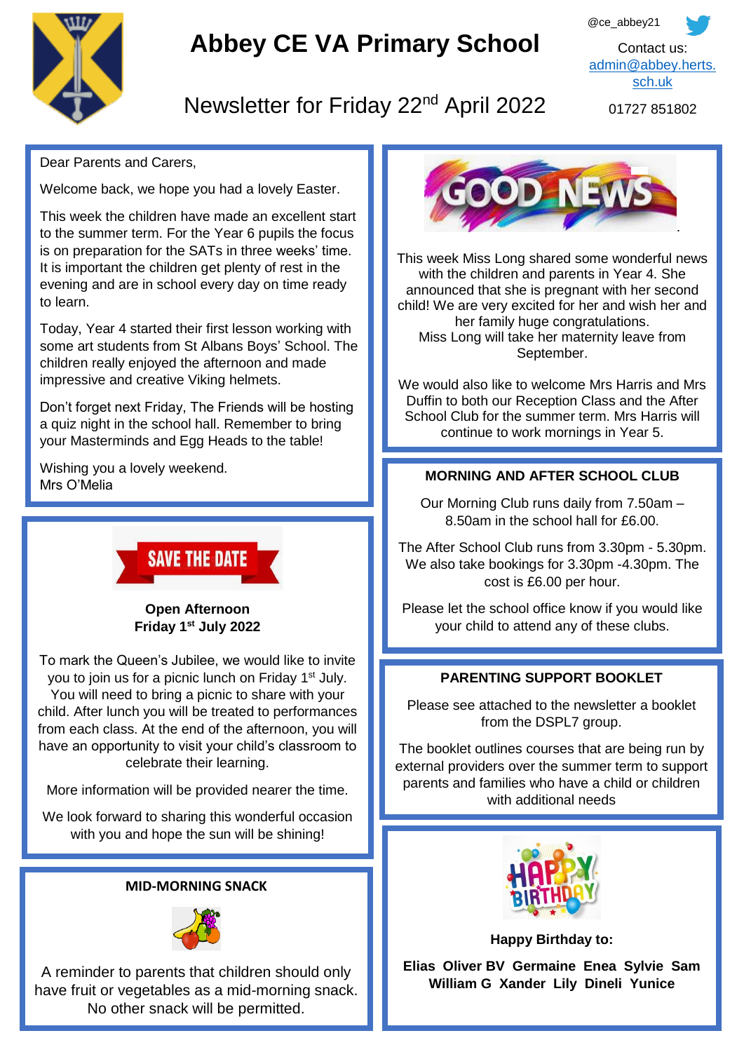# Abbey CE VA Primary School

@ce_abbey21

Contact us: admin@abbey.herts.sch.uk

01727 851802

## Newsletter for Friday 22nd April 2022

Dear Parents and Carers,

Welcome back, we hope you had a lovely Easter.

This week the children have made an excellent start to the summer term. For the Year 6 pupils the focus is on preparation for the SATs in three weeks' time. It is important the children get plenty of rest in the evening and are in school every day on time ready to learn.

Today, Year 4 started their first lesson working with some art students from St Albans Boys' School. The children really enjoyed the afternoon and made impressive and creative Viking helmets.

Don't forget next Friday, The Friends will be hosting a quiz night in the school hall. Remember to bring your Masterminds and Egg Heads to the table!

Wishing you a lovely weekend.
Mrs O'Melia

### SAVE THE DATE

**Open Afternoon**
**Friday 1st July 2022**

To mark the Queen's Jubilee, we would like to invite you to join us for a picnic lunch on Friday 1st July. You will need to bring a picnic to share with your child. After lunch you will be treated to performances from each class. At the end of the afternoon, you will have an opportunity to visit your child's classroom to celebrate their learning.

More information will be provided nearer the time.

We look forward to sharing this wonderful occasion with you and hope the sun will be shining!

### MID-MORNING SNACK

A reminder to parents that children should only have fruit or vegetables as a mid-morning snack. No other snack will be permitted.

### GOOD NEWS

This week Miss Long shared some wonderful news with the children and parents in Year 4. She announced that she is pregnant with her second child! We are very excited for her and wish her and her family huge congratulations.
Miss Long will take her maternity leave from September.

We would also like to welcome Mrs Harris and Mrs Duffin to both our Reception Class and the After School Club for the summer term. Mrs Harris will continue to work mornings in Year 5.

### MORNING AND AFTER SCHOOL CLUB

Our Morning Club runs daily from 7.50am – 8.50am in the school hall for £6.00.

The After School Club runs from 3.30pm - 5.30pm. We also take bookings for 3.30pm -4.30pm. The cost is £6.00 per hour.

Please let the school office know if you would like your child to attend any of these clubs.

### PARENTING SUPPORT BOOKLET

Please see attached to the newsletter a booklet from the DSPL7 group.

The booklet outlines courses that are being run by external providers over the summer term to support parents and families who have a child or children with additional needs

### HAPPY BIRTHDAY

**Happy Birthday to:**

**Elias Oliver BV Germaine Enea Sylvie Sam William G Xander Lily Dineli Yunice**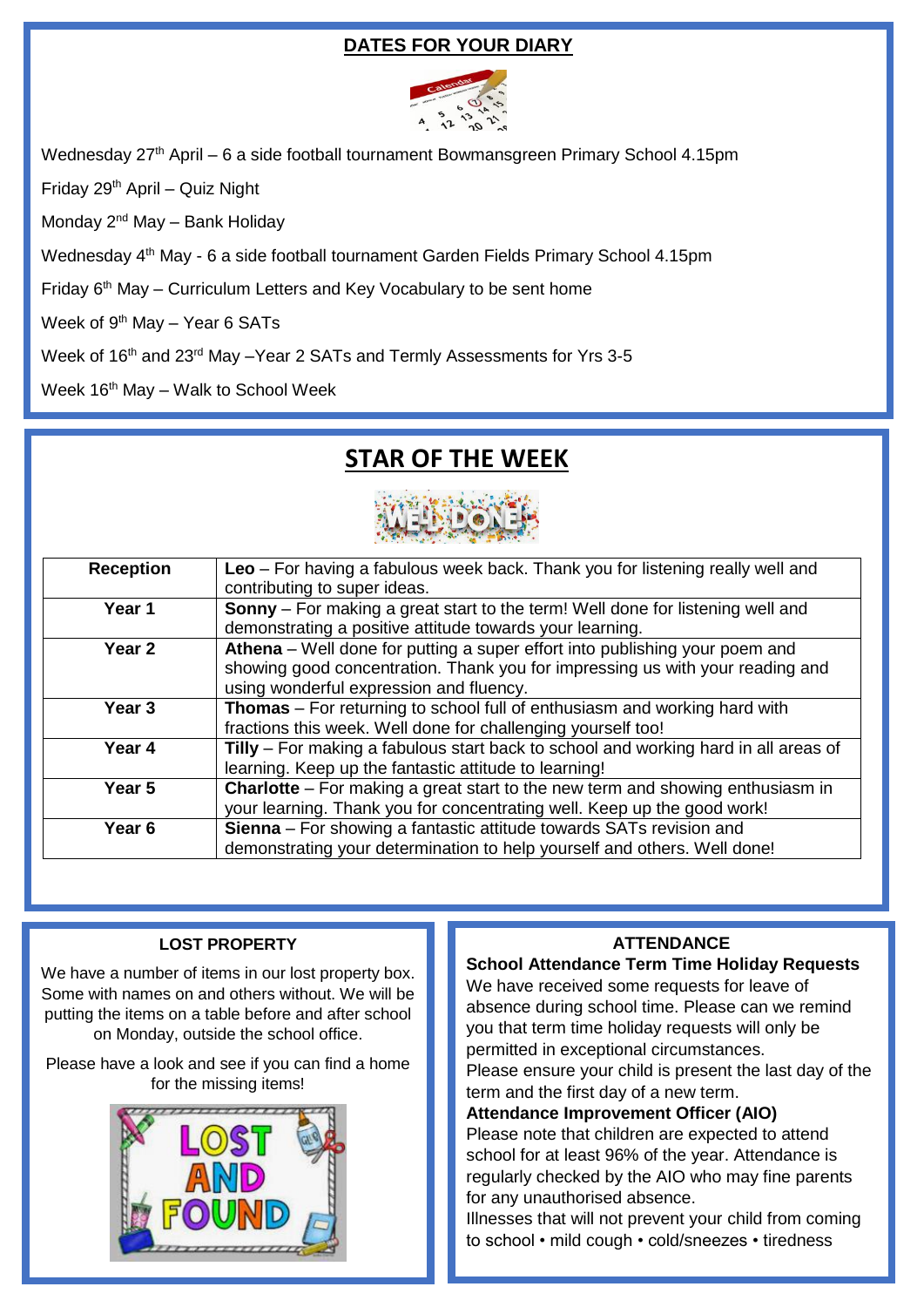## DATES FOR YOUR DIARY

Wednesday 27th April – 6 a side football tournament Bowmansgreen Primary School 4.15pm

Friday 29th April – Quiz Night

Monday 2nd May – Bank Holiday

Wednesday 4th May - 6 a side football tournament Garden Fields Primary School 4.15pm

Friday 6th May – Curriculum Letters and Key Vocabulary to be sent home

Week of 9th May – Year 6 SATs

Week of 16th and 23rd May –Year 2 SATs and Termly Assessments for Yrs 3-5

Week 16th May – Walk to School Week

## STAR OF THE WEEK

| | |
|---|---|
| **Reception** | **Leo** – For having a fabulous week back. Thank you for listening really well and contributing to super ideas. |
| **Year 1** | **Sonny** – For making a great start to the term! Well done for listening well and demonstrating a positive attitude towards your learning. |
| **Year 2** | **Athena** – Well done for putting a super effort into publishing your poem and showing good concentration. Thank you for impressing us with your reading and using wonderful expression and fluency. |
| **Year 3** | **Thomas** – For returning to school full of enthusiasm and working hard with fractions this week. Well done for challenging yourself too! |
| **Year 4** | **Tilly** – For making a fabulous start back to school and working hard in all areas of learning. Keep up the fantastic attitude to learning! |
| **Year 5** | **Charlotte** – For making a great start to the new term and showing enthusiasm in your learning. Thank you for concentrating well. Keep up the good work! |
| **Year 6** | **Sienna** – For showing a fantastic attitude towards SATs revision and demonstrating your determination to help yourself and others. Well done! |

### LOST PROPERTY

We have a number of items in our lost property box. Some with names on and others without. We will be putting the items on a table before and after school on Monday, outside the school office.

Please have a look and see if you can find a home for the missing items!

### ATTENDANCE

**School Attendance Term Time Holiday Requests**

We have received some requests for leave of absence during school time. Please can we remind you that term time holiday requests will only be permitted in exceptional circumstances.

Please ensure your child is present the last day of the term and the first day of a new term.

**Attendance Improvement Officer (AIO)**

Please note that children are expected to attend school for at least 96% of the year. Attendance is regularly checked by the AIO who may fine parents for any unauthorised absence.

Illnesses that will not prevent your child from coming to school • mild cough • cold/sneezes • tiredness